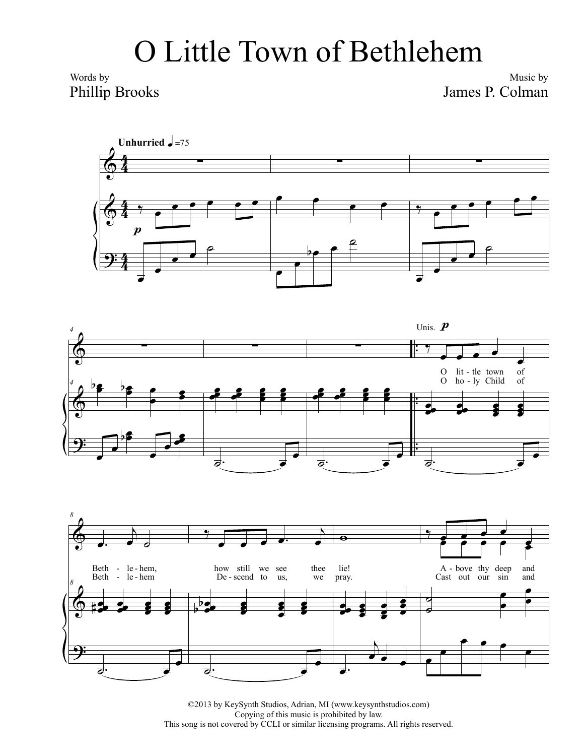# O Little Town of Bethlehem

Words by
Phillip Brooks

Music by
James P. Colman

©2013 by KeySynth Studios, Adrian, MI (www.keysynthstudios.com)
Copying of this music is prohibited by law.
This song is not covered by CCLI or similar licensing programs. All rights reserved.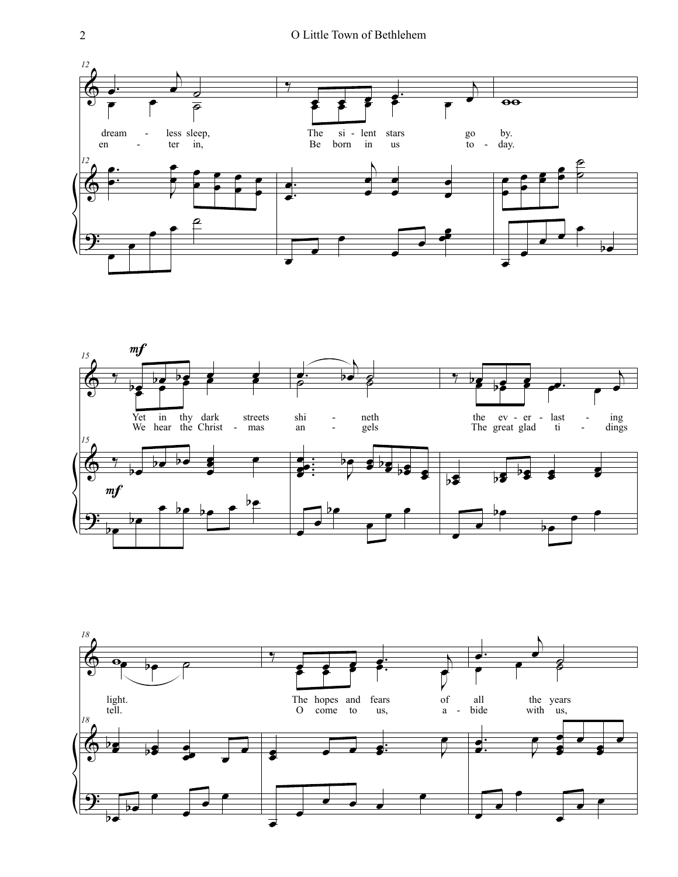dream - less sleep, The si - lent stars go by.
en - ter in, Be born in us to - day.

*mf*

Yet in thy dark streets shi - neth the ev - er - last - ing
We hear the Christ - mas an - gels The great glad ti - dings

light. The hopes and fears of all the years
tell. O come to us, a - bide with us,